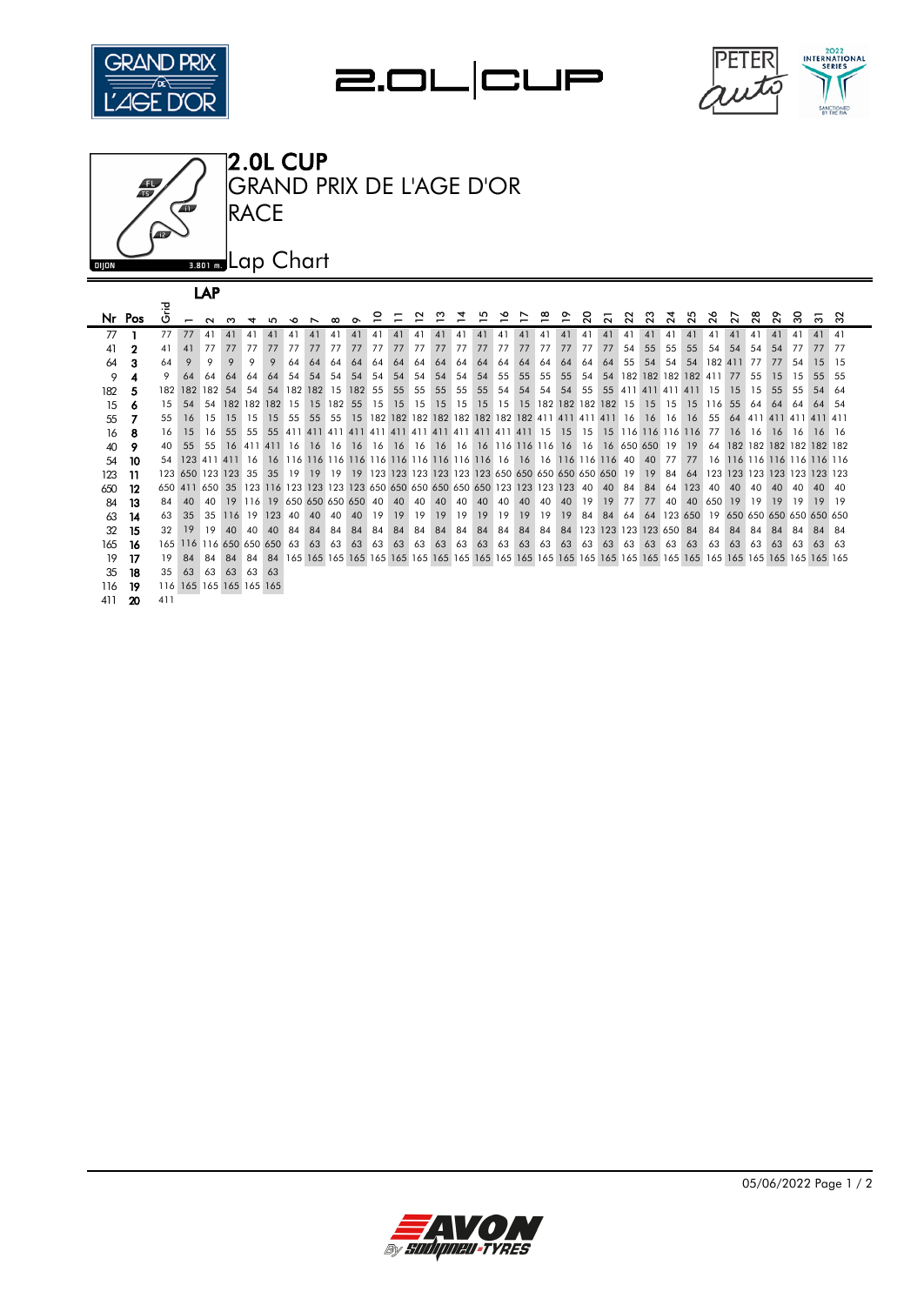# 2.0L CUP

## GRAND PRIX DE L'AGE D'OR

## RACE

DIJON 3.801 m.

## Lap Chart

| Nr | Pos | Grid | 1 | 2 | 3 | 4 | 5 | 6 | 7 | 8 | 9 | 10 | 11 | 12 | 13 | 14 | 15 | 16 | 17 | 18 | 19 | 20 | 21 | 22 | 23 | 24 | 25 | 26 | 27 | 28 | 29 | 30 | 31 | 32 |
|---|---|---|---|---|---|---|---|---|---|---|---|---|---|---|---|---|---|---|---|---|---|---|---|---|---|---|---|---|---|---|---|---|---|---|
| 77 | 1 | 77 | 77 | 41 | 41 | 41 | 41 | 41 | 41 | 41 | 41 | 41 | 41 | 41 | 41 | 41 | 41 | 41 | 41 | 41 | 41 | 41 | 41 | 41 | 41 | 41 | 41 | 41 | 41 | 41 | 41 | 41 | 41 | 41 |
| 41 | 2 | 41 | 41 | 77 | 77 | 77 | 77 | 77 | 77 | 77 | 77 | 77 | 77 | 77 | 77 | 77 | 77 | 77 | 77 | 77 | 77 | 77 | 77 | 54 | 55 | 55 | 55 | 54 | 54 | 54 | 54 | 77 | 77 | 77 |
| 64 | 3 | 64 | 9 | 9 | 9 | 9 | 9 | 64 | 64 | 64 | 64 | 64 | 64 | 64 | 64 | 64 | 64 | 64 | 64 | 64 | 64 | 64 | 64 | 55 | 54 | 54 | 54 | 182 | 411 | 77 | 77 | 54 | 15 | 15 |
| 9 | 4 | 9 | 64 | 64 | 64 | 64 | 64 | 54 | 54 | 54 | 54 | 54 | 54 | 54 | 54 | 54 | 54 | 55 | 55 | 55 | 55 | 54 | 54 | 182 | 182 | 182 | 182 | 411 | 77 | 55 | 15 | 15 | 55 | 55 |
| 182 | 5 | 182 | 182 | 182 | 54 | 54 | 54 | 182 | 182 | 15 | 182 | 55 | 55 | 55 | 55 | 55 | 55 | 54 | 54 | 54 | 54 | 55 | 55 | 411 | 411 | 411 | 411 | 15 | 15 | 15 | 55 | 55 | 54 | 64 |
| 15 | 6 | 15 | 54 | 54 | 182 | 182 | 182 | 15 | 15 | 182 | 55 | 15 | 15 | 15 | 15 | 15 | 15 | 15 | 15 | 182 | 182 | 182 | 182 | 15 | 15 | 15 | 15 | 116 | 55 | 64 | 64 | 64 | 64 | 54 |
| 55 | 7 | 55 | 16 | 15 | 15 | 15 | 15 | 55 | 55 | 55 | 15 | 182 | 182 | 182 | 182 | 182 | 182 | 182 | 182 | 411 | 411 | 411 | 411 | 16 | 16 | 16 | 16 | 55 | 64 | 411 | 411 | 411 | 411 | 411 |
| 16 | 8 | 16 | 15 | 16 | 55 | 55 | 55 | 411 | 411 | 411 | 411 | 411 | 411 | 411 | 411 | 411 | 411 | 411 | 411 | 15 | 15 | 15 | 15 | 116 | 116 | 116 | 116 | 77 | 16 | 16 | 16 | 16 | 16 | 16 |
| 40 | 9 | 40 | 55 | 55 | 16 | 411 | 411 | 16 | 16 | 16 | 16 | 16 | 16 | 16 | 16 | 16 | 16 | 116 | 116 | 116 | 16 | 16 | 16 | 650 | 650 | 19 | 19 | 64 | 182 | 182 | 182 | 182 | 182 | 182 |
| 54 | 10 | 54 | 123 | 411 | 411 | 16 | 16 | 116 | 116 | 116 | 116 | 116 | 116 | 116 | 116 | 116 | 116 | 16 | 16 | 16 | 116 | 116 | 116 | 40 | 40 | 77 | 77 | 16 | 116 | 116 | 116 | 116 | 116 | 116 |
| 123 | 11 | 123 | 650 | 123 | 123 | 35 | 35 | 19 | 19 | 19 | 19 | 123 | 123 | 123 | 123 | 123 | 123 | 650 | 650 | 650 | 650 | 650 | 650 | 19 | 19 | 84 | 64 | 123 | 123 | 123 | 123 | 123 | 123 | 123 |
| 650 | 12 | 650 | 411 | 650 | 35 | 123 | 116 | 123 | 123 | 123 | 123 | 650 | 650 | 650 | 650 | 650 | 650 | 123 | 123 | 123 | 123 | 40 | 40 | 84 | 84 | 64 | 123 | 40 | 40 | 40 | 40 | 40 | 40 | 40 |
| 84 | 13 | 84 | 40 | 40 | 19 | 116 | 19 | 650 | 650 | 650 | 650 | 40 | 40 | 40 | 40 | 40 | 40 | 40 | 40 | 40 | 40 | 19 | 19 | 77 | 77 | 40 | 40 | 650 | 19 | 19 | 19 | 19 | 19 | 19 |
| 63 | 14 | 63 | 35 | 35 | 116 | 19 | 123 | 40 | 40 | 40 | 40 | 19 | 19 | 19 | 19 | 19 | 19 | 19 | 19 | 19 | 19 | 84 | 84 | 64 | 64 | 123 | 650 | 19 | 650 | 650 | 650 | 650 | 650 | 650 |
| 32 | 15 | 32 | 19 | 19 | 40 | 40 | 40 | 84 | 84 | 84 | 84 | 84 | 84 | 84 | 84 | 84 | 84 | 84 | 84 | 84 | 84 | 123 | 123 | 123 | 123 | 650 | 84 | 84 | 84 | 84 | 84 | 84 | 84 | 84 |
| 165 | 16 | 165 | 116 | 116 | 650 | 650 | 650 | 63 | 63 | 63 | 63 | 63 | 63 | 63 | 63 | 63 | 63 | 63 | 63 | 63 | 63 | 63 | 63 | 63 | 63 | 63 | 63 | 63 | 63 | 63 | 63 | 63 | 63 | 63 |
| 19 | 17 | 19 | 84 | 84 | 84 | 84 | 84 | 165 | 165 | 165 | 165 | 165 | 165 | 165 | 165 | 165 | 165 | 165 | 165 | 165 | 165 | 165 | 165 | 165 | 165 | 165 | 165 | 165 | 165 | 165 | 165 | 165 | 165 | 165 |
| 35 | 18 | 35 | 63 | 63 | 63 | 63 | 63 | | | | | | | | | | | | | | | | | | | | | | | | | | | |
| 116 | 19 | 116 | 165 | 165 | 165 | 165 | 165 | | | | | | | | | | | | | | | | | | | | | | | | | | | |
| 411 | 20 | 411 | | | | | | | | | | | | | | | | | | | | | | | | | | | | | | | | |

05/06/2022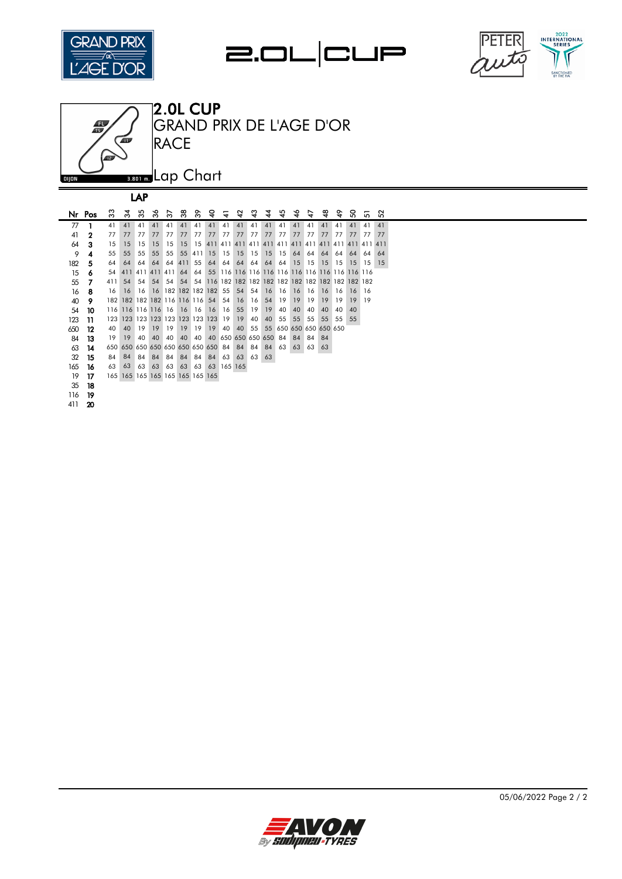# 2.0L CUP

## GRAND PRIX DE L'AGE D'OR

## RACE

## Lap Chart

DIJON 3.801 m.

LAP

| Nr | Pos | 33 | 34 | 35 | 36 | 37 | 38 | 39 | 40 | 41 | 42 | 43 | 44 | 45 | 46 | 47 | 48 | 49 | 50 | 51 | 52 |
|---|---|---|---|---|---|---|---|---|---|---|---|---|---|---|---|---|---|---|---|---|---|
| 77 | 1 | 41 | 41 | 41 | 41 | 41 | 41 | 41 | 41 | 41 | 41 | 41 | 41 | 41 | 41 | 41 | 41 | 41 | 41 | 41 | 41 |
| 41 | 2 | 77 | 77 | 77 | 77 | 77 | 77 | 77 | 77 | 77 | 77 | 77 | 77 | 77 | 77 | 77 | 77 | 77 | 77 | 77 | 77 |
| 64 | 3 | 15 | 15 | 15 | 15 | 15 | 15 | 15 | 411 | 411 | 411 | 411 | 411 | 411 | 411 | 411 | 411 | 411 | 411 | 411 | 411 |
| 9 | 4 | 55 | 55 | 55 | 55 | 55 | 55 | 411 | 15 | 15 | 15 | 15 | 15 | 15 | 64 | 64 | 64 | 64 | 64 | 64 | 64 |
| 182 | 5 | 64 | 64 | 64 | 64 | 64 | 411 | 55 | 64 | 64 | 64 | 64 | 64 | 64 | 15 | 15 | 15 | 15 | 15 | 15 | 15 |
| 15 | 6 | 54 | 411 | 411 | 411 | 411 | 64 | 64 | 55 | 116 | 116 | 116 | 116 | 116 | 116 | 116 | 116 | 116 | 116 | 116 | |
| 55 | 7 | 411 | 54 | 54 | 54 | 54 | 54 | 54 | 116 | 182 | 182 | 182 | 182 | 182 | 182 | 182 | 182 | 182 | 182 | 182 | |
| 16 | 8 | 16 | 16 | 16 | 16 | 182 | 182 | 182 | 182 | 55 | 54 | 54 | 16 | 16 | 16 | 16 | 16 | 16 | 16 | 16 | |
| 40 | 9 | 182 | 182 | 182 | 182 | 116 | 116 | 116 | 54 | 54 | 16 | 16 | 54 | 19 | 19 | 19 | 19 | 19 | 19 | 19 | |
| 54 | 10 | 116 | 116 | 116 | 116 | 16 | 16 | 16 | 16 | 16 | 55 | 19 | 19 | 40 | 40 | 40 | 40 | 40 | 40 | | |
| 123 | 11 | 123 | 123 | 123 | 123 | 123 | 123 | 123 | 123 | 19 | 19 | 40 | 40 | 55 | 55 | 55 | 55 | 55 | 55 | | |
| 650 | 12 | 40 | 40 | 19 | 19 | 19 | 19 | 19 | 19 | 40 | 40 | 55 | 55 | 650 | 650 | 650 | 650 | 650 | | | |
| 84 | 13 | 19 | 19 | 40 | 40 | 40 | 40 | 40 | 40 | 650 | 650 | 650 | 650 | 84 | 84 | 84 | 84 | | | | |
| 63 | 14 | 650 | 650 | 650 | 650 | 650 | 650 | 650 | 650 | 84 | 84 | 84 | 84 | 63 | 63 | 63 | 63 | | | | |
| 32 | 15 | 84 | 84 | 84 | 84 | 84 | 84 | 84 | 84 | 63 | 63 | 63 | 63 | | | | | | | | |
| 165 | 16 | 63 | 63 | 63 | 63 | 63 | 63 | 63 | 63 | 165 | 165 | | | | | | | | | | |
| 19 | 17 | 165 | 165 | 165 | 165 | 165 | 165 | 165 | 165 | | | | | | | | | | | | |
| 35 | 18 | | | | | | | | | | | | | | | | | | | | |
| 116 | 19 | | | | | | | | | | | | | | | | | | | | |
| 411 | 20 | | | | | | | | | | | | | | | | | | | | |

05/06/2022